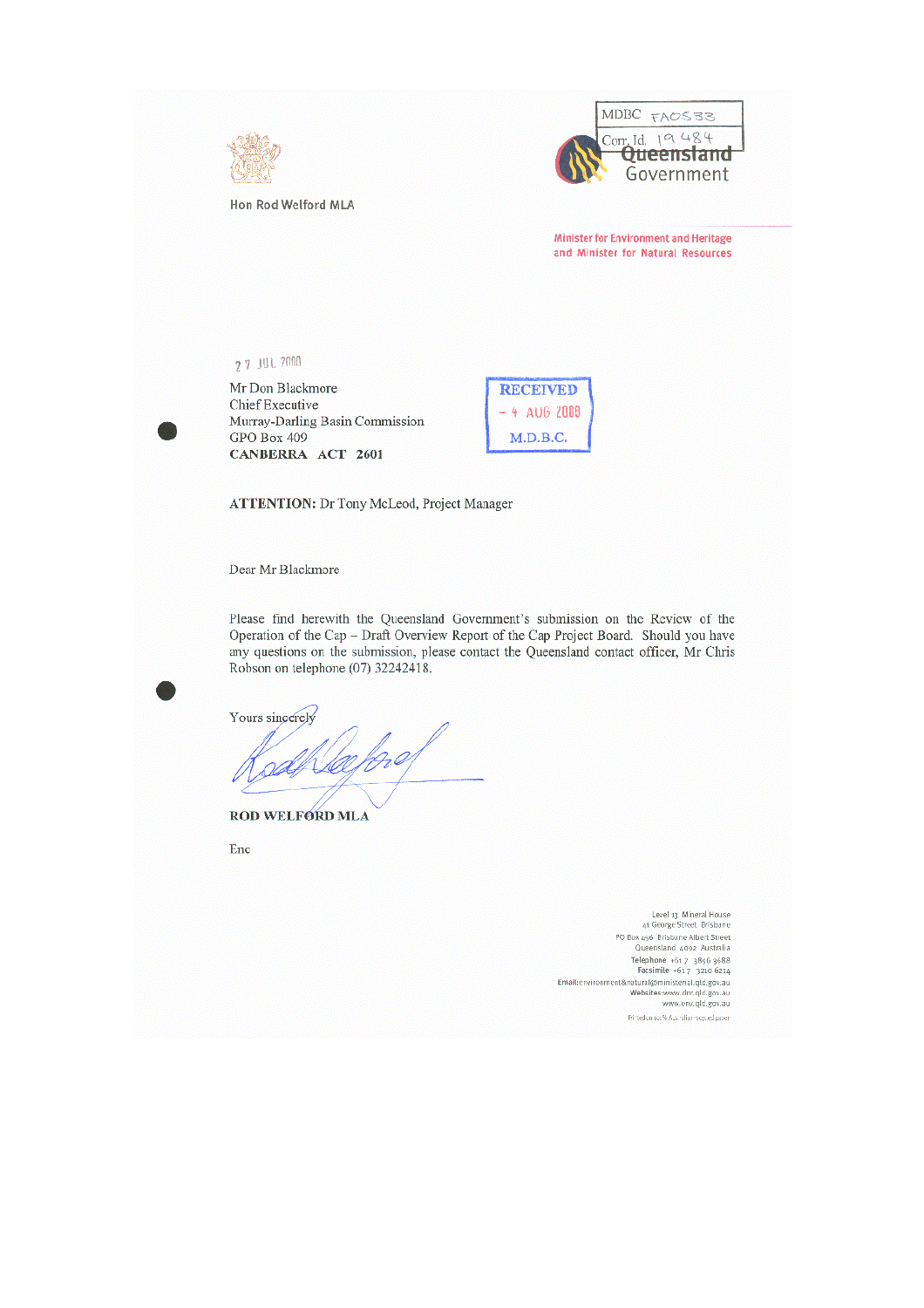MDBC FA0533

Corr. Id. 19484

Queensland Government

Hon Rod Welford MLA

Minister for Environment and Heritage and Minister for Natural Resources

27 JUL 2000

Mr Don Blackmore
Chief Executive
Murray-Darling Basin Commission
GPO Box 409
**CANBERRA ACT 2601**

RECEIVED
– 4 AUG 2000
M.D.B.C.

**ATTENTION:** Dr Tony McLeod, Project Manager

Dear Mr Blackmore

Please find herewith the Queensland Government's submission on the Review of the Operation of the Cap – Draft Overview Report of the Cap Project Board. Should you have any questions on the submission, please contact the Queensland contact officer, Mr Chris Robson on telephone (07) 32242418.

Yours sincerely

**ROD WELFORD MLA**

Enc

Level 13 Mineral House
41 George Street Brisbane
PO Box 456 Brisbane Albert Street
Queensland 4002 Australia
Telephone +61 7 3896 3688
Facsimile +61 7 3210 6214
Email: environment&natural@ministerial.qld.gov.au
Websites: www.dnr.qld.gov.au
www.env.qld.gov.au
Printed on 100% Australian recycled paper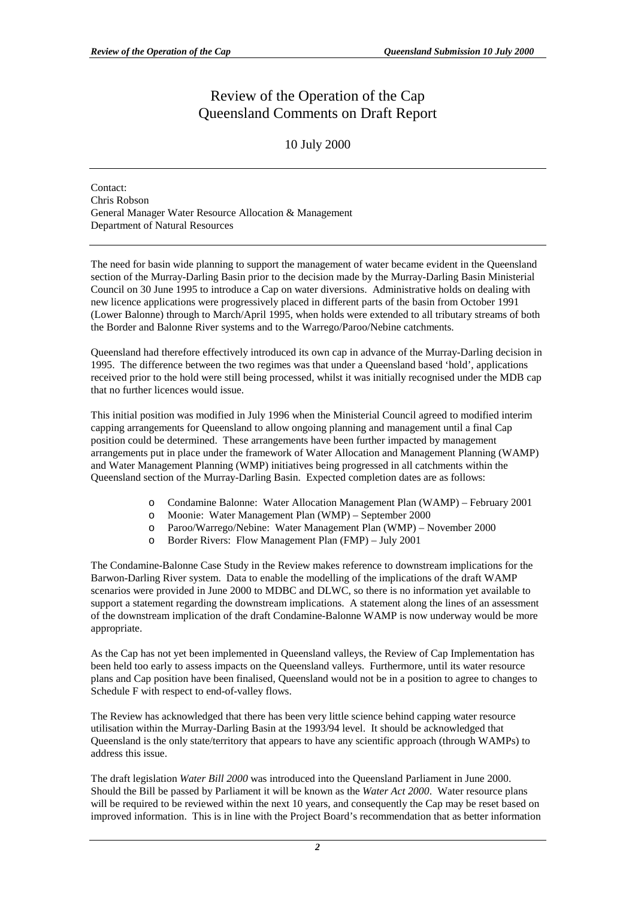# Review of the Operation of the Cap
## Queensland Comments on Draft Report

10 July 2000

---

Contact:
Chris Robson
General Manager Water Resource Allocation & Management
Department of Natural Resources

---

The need for basin wide planning to support the management of water became evident in the Queensland section of the Murray-Darling Basin prior to the decision made by the Murray-Darling Basin Ministerial Council on 30 June 1995 to introduce a Cap on water diversions. Administrative holds on dealing with new licence applications were progressively placed in different parts of the basin from October 1991 (Lower Balonne) through to March/April 1995, when holds were extended to all tributary streams of both the Border and Balonne River systems and to the Warrego/Paroo/Nebine catchments.

Queensland had therefore effectively introduced its own cap in advance of the Murray-Darling decision in 1995. The difference between the two regimes was that under a Queensland based 'hold', applications received prior to the hold were still being processed, whilst it was initially recognised under the MDB cap that no further licences would issue.

This initial position was modified in July 1996 when the Ministerial Council agreed to modified interim capping arrangements for Queensland to allow ongoing planning and management until a final Cap position could be determined. These arrangements have been further impacted by management arrangements put in place under the framework of Water Allocation and Management Planning (WAMP) and Water Management Planning (WMP) initiatives being progressed in all catchments within the Queensland section of the Murray-Darling Basin. Expected completion dates are as follows:

- Condamine Balonne: Water Allocation Management Plan (WAMP) – February 2001
- Moonie: Water Management Plan (WMP) – September 2000
- Paroo/Warrego/Nebine: Water Management Plan (WMP) – November 2000
- Border Rivers: Flow Management Plan (FMP) – July 2001

The Condamine-Balonne Case Study in the Review makes reference to downstream implications for the Barwon-Darling River system. Data to enable the modelling of the implications of the draft WAMP scenarios were provided in June 2000 to MDBC and DLWC, so there is no information yet available to support a statement regarding the downstream implications. A statement along the lines of an assessment of the downstream implication of the draft Condamine-Balonne WAMP is now underway would be more appropriate.

As the Cap has not yet been implemented in Queensland valleys, the Review of Cap Implementation has been held too early to assess impacts on the Queensland valleys. Furthermore, until its water resource plans and Cap position have been finalised, Queensland would not be in a position to agree to changes to Schedule F with respect to end-of-valley flows.

The Review has acknowledged that there has been very little science behind capping water resource utilisation within the Murray-Darling Basin at the 1993/94 level. It should be acknowledged that Queensland is the only state/territory that appears to have any scientific approach (through WAMPs) to address this issue.

The draft legislation *Water Bill 2000* was introduced into the Queensland Parliament in June 2000. Should the Bill be passed by Parliament it will be known as the *Water Act 2000*. Water resource plans will be required to be reviewed within the next 10 years, and consequently the Cap may be reset based on improved information. This is in line with the Project Board's recommendation that as better information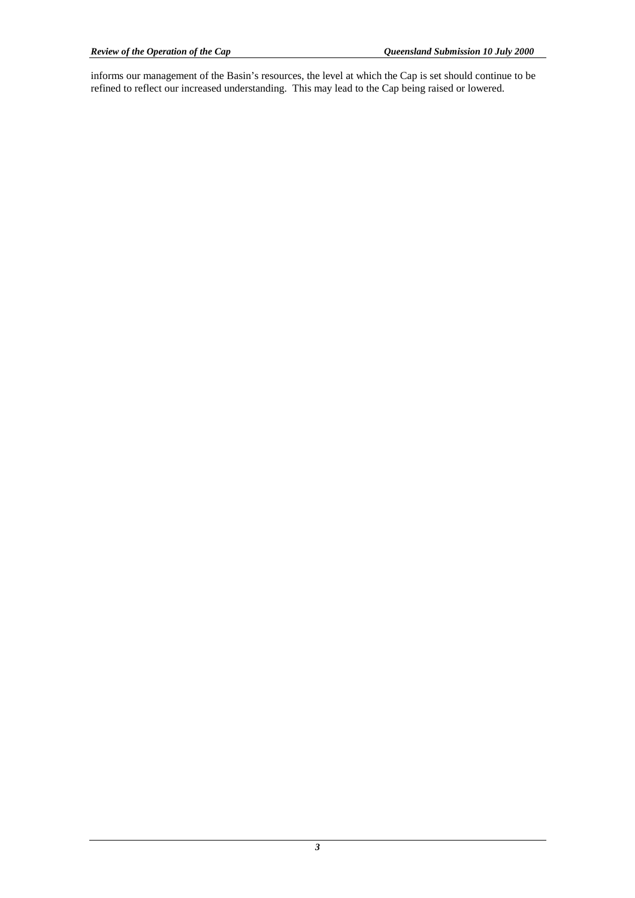informs our management of the Basin's resources, the level at which the Cap is set should continue to be refined to reflect our increased understanding. This may lead to the Cap being raised or lowered.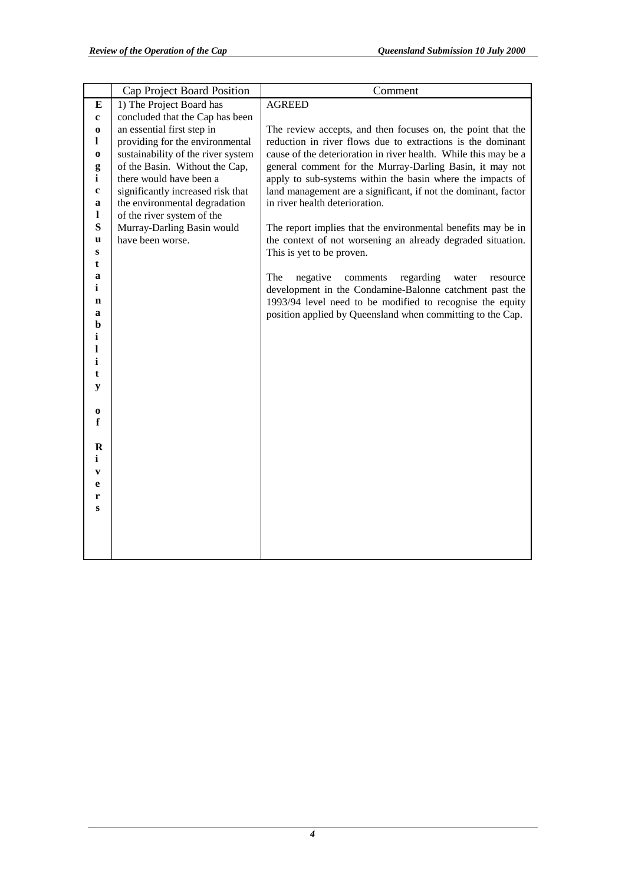| | Cap Project Board Position | Comment |
|---|---|---|
| **Ecological Sustainability of Rivers** | 1) The Project Board has concluded that the Cap has been an essential first step in providing for the environmental sustainability of the river system of the Basin. Without the Cap, there would have been a significantly increased risk that the environmental degradation of the river system of the Murray-Darling Basin would have been worse. | AGREED<br><br>The review accepts, and then focuses on, the point that the reduction in river flows due to extractions is the dominant cause of the deterioration in river health. While this may be a general comment for the Murray-Darling Basin, it may not apply to sub-systems within the basin where the impacts of land management are a significant, if not the dominant, factor in river health deterioration.<br><br>The report implies that the environmental benefits may be in the context of not worsening an already degraded situation. This is yet to be proven.<br><br>The negative comments regarding water resource development in the Condamine-Balonne catchment past the 1993/94 level need to be modified to recognise the equity position applied by Queensland when committing to the Cap. |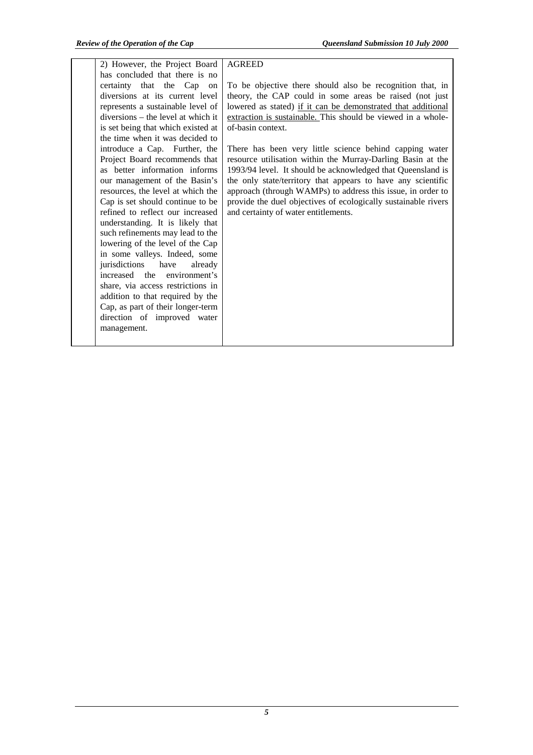| | | |
|---|---|---|
| | 2) However, the Project Board has concluded that there is no certainty that the Cap on diversions at its current level represents a sustainable level of diversions – the level at which it is set being that which existed at the time when it was decided to introduce a Cap. Further, the Project Board recommends that as better information informs our management of the Basin's resources, the level at which the Cap is set should continue to be refined to reflect our increased understanding. It is likely that such refinements may lead to the lowering of the level of the Cap in some valleys. Indeed, some jurisdictions have already increased the environment's share, via access restrictions in addition to that required by the Cap, as part of their longer-term direction of improved water management. | AGREED<br><br>To be objective there should also be recognition that, in theory, the CAP could in some areas be raised (not just lowered as stated) <u>if it can be demonstrated that additional extraction is sustainable.</u> This should be viewed in a whole-of-basin context.<br><br>There has been very little science behind capping water resource utilisation within the Murray-Darling Basin at the 1993/94 level. It should be acknowledged that Queensland is the only state/territory that appears to have any scientific approach (through WAMPs) to address this issue, in order to provide the duel objectives of ecologically sustainable rivers and certainty of water entitlements. |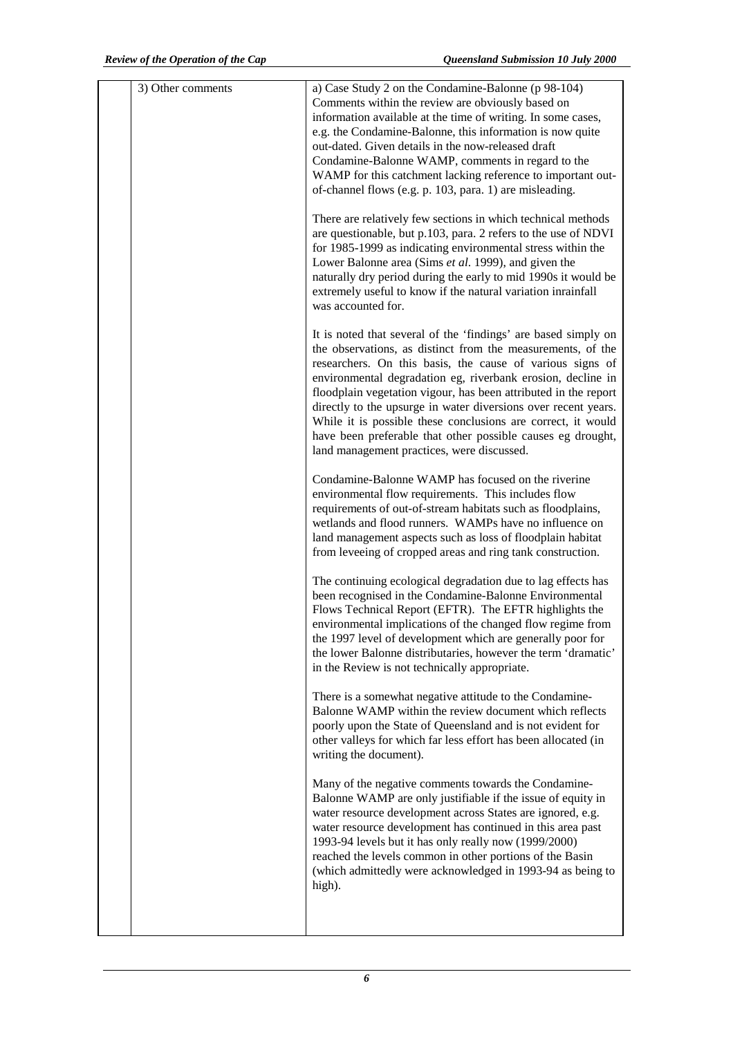|  | 3) Other comments | a) Case Study 2 on the Condamine-Balonne (p 98-104) Comments within the review are obviously based on information available at the time of writing. In some cases, e.g. the Condamine-Balonne, this information is now quite out-dated. Given details in the now-released draft Condamine-Balonne WAMP, comments in regard to the WAMP for this catchment lacking reference to important out-of-channel flows (e.g. p. 103, para. 1) are misleading.<br><br>There are relatively few sections in which technical methods are questionable, but p.103, para. 2 refers to the use of NDVI for 1985-1999 as indicating environmental stress within the Lower Balonne area (Sims *et al.* 1999), and given the naturally dry period during the early to mid 1990s it would be extremely useful to know if the natural variation inrainfall was accounted for.<br><br>It is noted that several of the 'findings' are based simply on the observations, as distinct from the measurements, of the researchers. On this basis, the cause of various signs of environmental degradation eg, riverbank erosion, decline in floodplain vegetation vigour, has been attributed in the report directly to the upsurge in water diversions over recent years. While it is possible these conclusions are correct, it would have been preferable that other possible causes eg drought, land management practices, were discussed.<br><br>Condamine-Balonne WAMP has focused on the riverine environmental flow requirements. This includes flow requirements of out-of-stream habitats such as floodplains, wetlands and flood runners. WAMPs have no influence on land management aspects such as loss of floodplain habitat from leveeing of cropped areas and ring tank construction.<br><br>The continuing ecological degradation due to lag effects has been recognised in the Condamine-Balonne Environmental Flows Technical Report (EFTR). The EFTR highlights the environmental implications of the changed flow regime from the 1997 level of development which are generally poor for the lower Balonne distributaries, however the term 'dramatic' in the Review is not technically appropriate.<br><br>There is a somewhat negative attitude to the Condamine-Balonne WAMP within the review document which reflects poorly upon the State of Queensland and is not evident for other valleys for which far less effort has been allocated (in writing the document).<br><br>Many of the negative comments towards the Condamine-Balonne WAMP are only justifiable if the issue of equity in water resource development across States are ignored, e.g. water resource development has continued in this area past 1993-94 levels but it has only really now (1999/2000) reached the levels common in other portions of the Basin (which admittedly were acknowledged in 1993-94 as being to high). |
|---|---|---|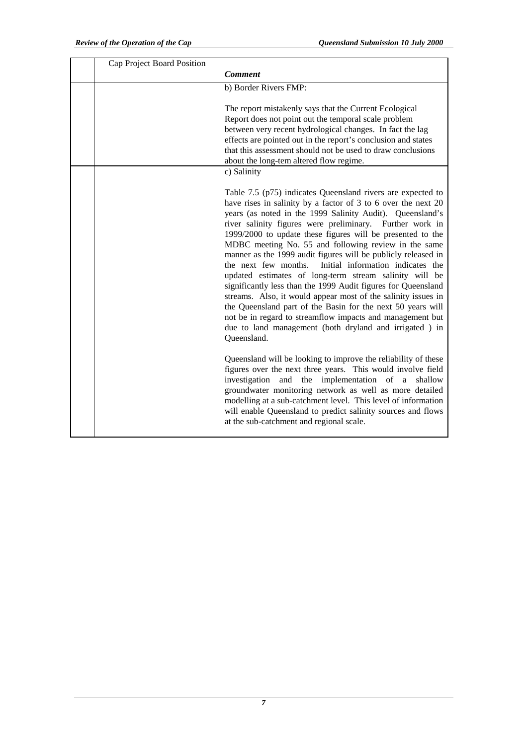|  | Cap Project Board Position | *Comment* |
|---|---|---|
|  |  | b) Border Rivers FMP:<br><br>The report mistakenly says that the Current Ecological Report does not point out the temporal scale problem between very recent hydrological changes. In fact the lag effects are pointed out in the report's conclusion and states that this assessment should not be used to draw conclusions about the long-tem altered flow regime. |
|  |  | c) Salinity<br><br>Table 7.5 (p75) indicates Queensland rivers are expected to have rises in salinity by a factor of 3 to 6 over the next 20 years (as noted in the 1999 Salinity Audit). Queensland's river salinity figures were preliminary. Further work in 1999/2000 to update these figures will be presented to the MDBC meeting No. 55 and following review in the same manner as the 1999 audit figures will be publicly released in the next few months. Initial information indicates the updated estimates of long-term stream salinity will be significantly less than the 1999 Audit figures for Queensland streams. Also, it would appear most of the salinity issues in the Queensland part of the Basin for the next 50 years will not be in regard to streamflow impacts and management but due to land management (both dryland and irrigated ) in Queensland.<br><br>Queensland will be looking to improve the reliability of these figures over the next three years. This would involve field investigation and the implementation of a shallow groundwater monitoring network as well as more detailed modelling at a sub-catchment level. This level of information will enable Queensland to predict salinity sources and flows at the sub-catchment and regional scale. |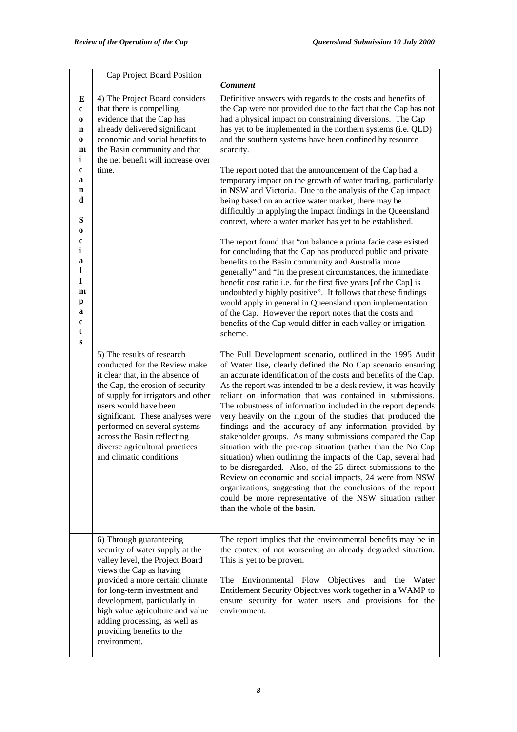| | Cap Project Board Position | *Comment* |
|---|---|---|
| **Economic and Social Impacts** | 4) The Project Board considers that there is compelling evidence that the Cap has already delivered significant economic and social benefits to the Basin community and that the net benefit will increase over time. | Definitive answers with regards to the costs and benefits of the Cap were not provided due to the fact that the Cap has not had a physical impact on constraining diversions. The Cap has yet to be implemented in the northern systems (i.e. QLD) and the southern systems have been confined by resource scarcity.<br><br>The report noted that the announcement of the Cap had a temporary impact on the growth of water trading, particularly in NSW and Victoria. Due to the analysis of the Cap impact being based on an active water market, there may be difficultly in applying the impact findings in the Queensland context, where a water market has yet to be established.<br><br>The report found that "on balance a prima facie case existed for concluding that the Cap has produced public and private benefits to the Basin community and Australia more generally" and "In the present circumstances, the immediate benefit cost ratio i.e. for the first five years [of the Cap] is undoubtedly highly positive". It follows that these findings would apply in general in Queensland upon implementation of the Cap. However the report notes that the costs and benefits of the Cap would differ in each valley or irrigation scheme. |
| | 5) The results of research conducted for the Review make it clear that, in the absence of the Cap, the erosion of security of supply for irrigators and other users would have been significant. These analyses were performed on several systems across the Basin reflecting diverse agricultural practices and climatic conditions. | The Full Development scenario, outlined in the 1995 Audit of Water Use, clearly defined the No Cap scenario ensuring an accurate identification of the costs and benefits of the Cap. As the report was intended to be a desk review, it was heavily reliant on information that was contained in submissions. The robustness of information included in the report depends very heavily on the rigour of the studies that produced the findings and the accuracy of any information provided by stakeholder groups. As many submissions compared the Cap situation with the pre-cap situation (rather than the No Cap situation) when outlining the impacts of the Cap, several had to be disregarded. Also, of the 25 direct submissions to the Review on economic and social impacts, 24 were from NSW organizations, suggesting that the conclusions of the report could be more representative of the NSW situation rather than the whole of the basin. |
| | 6) Through guaranteeing security of water supply at the valley level, the Project Board views the Cap as having provided a more certain climate for long-term investment and development, particularly in high value agriculture and value adding processing, as well as providing benefits to the environment. | The report implies that the environmental benefits may be in the context of not worsening an already degraded situation. This is yet to be proven.<br><br>The Environmental Flow Objectives and the Water Entitlement Security Objectives work together in a WAMP to ensure security for water users and provisions for the environment. |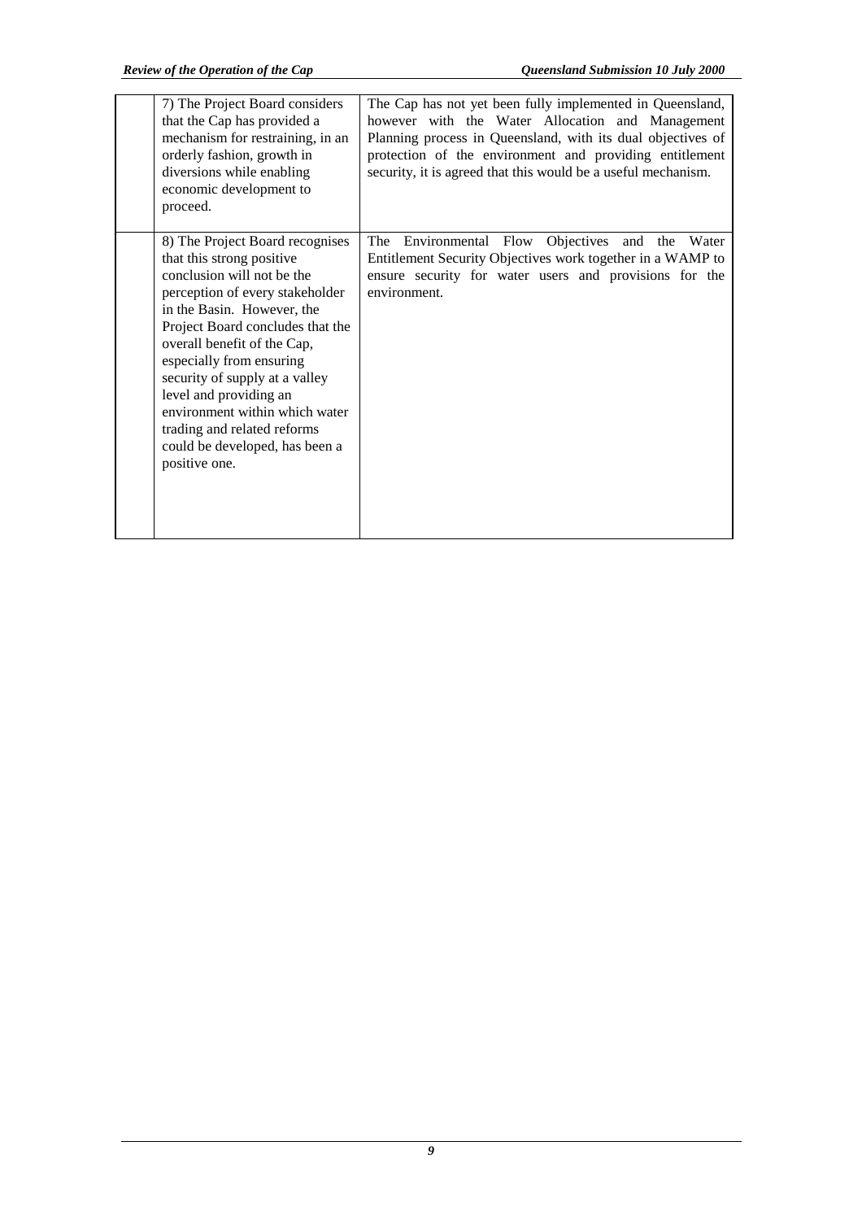|  |  |  |
|---|---|---|
|  | 7) The Project Board considers that the Cap has provided a mechanism for restraining, in an orderly fashion, growth in diversions while enabling economic development to proceed. | The Cap has not yet been fully implemented in Queensland, however with the Water Allocation and Management Planning process in Queensland, with its dual objectives of protection of the environment and providing entitlement security, it is agreed that this would be a useful mechanism. |
|  | 8) The Project Board recognises that this strong positive conclusion will not be the perception of every stakeholder in the Basin. However, the Project Board concludes that the overall benefit of the Cap, especially from ensuring security of supply at a valley level and providing an environment within which water trading and related reforms could be developed, has been a positive one. | The Environmental Flow Objectives and the Water Entitlement Security Objectives work together in a WAMP to ensure security for water users and provisions for the environment. |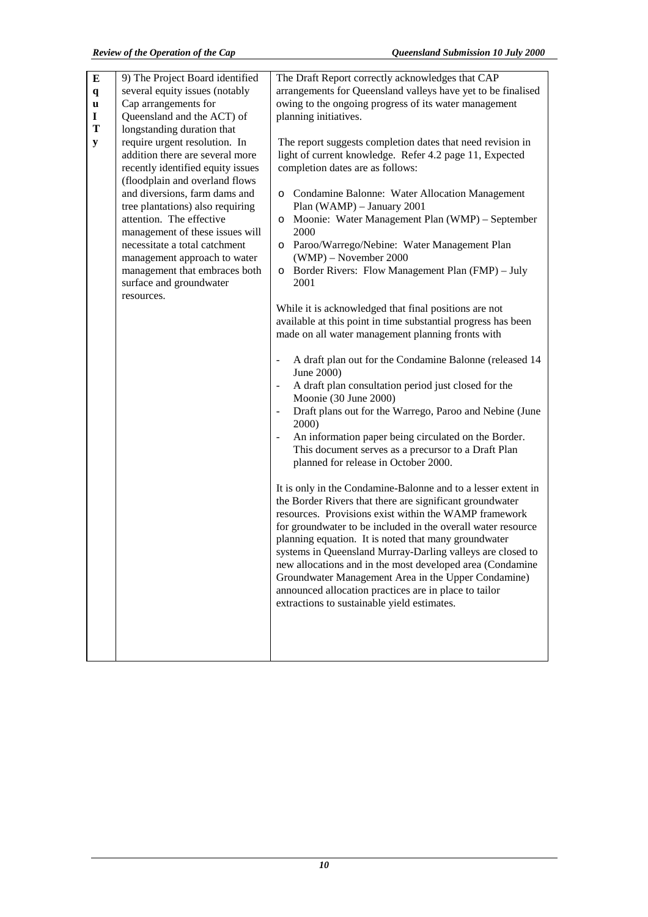| E<br>q<br>u<br>I<br>T<br>y | 9) The Project Board identified several equity issues (notably Cap arrangements for Queensland and the ACT) of longstanding duration that require urgent resolution. In addition there are several more recently identified equity issues (floodplain and overland flows and diversions, farm dams and tree plantations) also requiring attention. The effective management of these issues will necessitate a total catchment management approach to water management that embraces both surface and groundwater resources. | The Draft Report correctly acknowledges that CAP arrangements for Queensland valleys have yet to be finalised owing to the ongoing progress of its water management planning initiatives.<br><br>The report suggests completion dates that need revision in light of current knowledge. Refer 4.2 page 11, Expected completion dates are as follows:<br><br>o Condamine Balonne: Water Allocation Management Plan (WAMP) – January 2001<br>o Moonie: Water Management Plan (WMP) – September 2000<br>o Paroo/Warrego/Nebine: Water Management Plan (WMP) – November 2000<br>o Border Rivers: Flow Management Plan (FMP) – July 2001<br><br>While it is acknowledged that final positions are not available at this point in time substantial progress has been made on all water management planning fronts with<br><br>- A draft plan out for the Condamine Balonne (released 14 June 2000)<br>- A draft plan consultation period just closed for the Moonie (30 June 2000)<br>- Draft plans out for the Warrego, Paroo and Nebine (June 2000)<br>- An information paper being circulated on the Border. This document serves as a precursor to a Draft Plan planned for release in October 2000.<br><br>It is only in the Condamine-Balonne and to a lesser extent in the Border Rivers that there are significant groundwater resources. Provisions exist within the WAMP framework for groundwater to be included in the overall water resource planning equation. It is noted that many groundwater systems in Queensland Murray-Darling valleys are closed to new allocations and in the most developed area (Condamine Groundwater Management Area in the Upper Condamine) announced allocation practices are in place to tailor extractions to sustainable yield estimates. |
|---|---|---|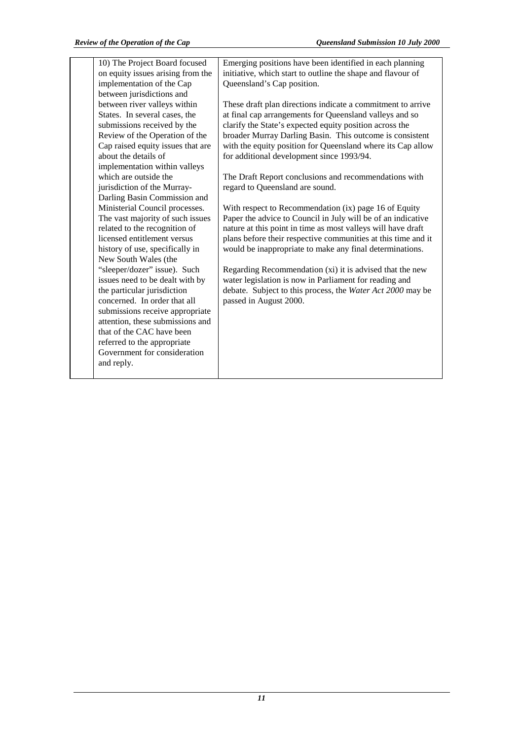|  | 10) The Project Board focused on equity issues arising from the implementation of the Cap between jurisdictions and between river valleys within States. In several cases, the submissions received by the Review of the Operation of the Cap raised equity issues that are about the details of implementation within valleys which are outside the jurisdiction of the Murray-Darling Basin Commission and Ministerial Council processes. The vast majority of such issues related to the recognition of licensed entitlement versus history of use, specifically in New South Wales (the "sleeper/dozer" issue). Such issues need to be dealt with by the particular jurisdiction concerned. In order that all submissions receive appropriate attention, these submissions and that of the CAC have been referred to the appropriate Government for consideration and reply. | Emerging positions have been identified in each planning initiative, which start to outline the shape and flavour of Queensland's Cap position.<br><br>These draft plan directions indicate a commitment to arrive at final cap arrangements for Queensland valleys and so clarify the State's expected equity position across the broader Murray Darling Basin. This outcome is consistent with the equity position for Queensland where its Cap allow for additional development since 1993/94.<br><br>The Draft Report conclusions and recommendations with regard to Queensland are sound.<br><br>With respect to Recommendation (ix) page 16 of Equity Paper the advice to Council in July will be of an indicative nature at this point in time as most valleys will have draft plans before their respective communities at this time and it would be inappropriate to make any final determinations.<br><br>Regarding Recommendation (xi) it is advised that the new water legislation is now in Parliament for reading and debate. Subject to this process, the *Water Act 2000* may be passed in August 2000. |
|---|---|---|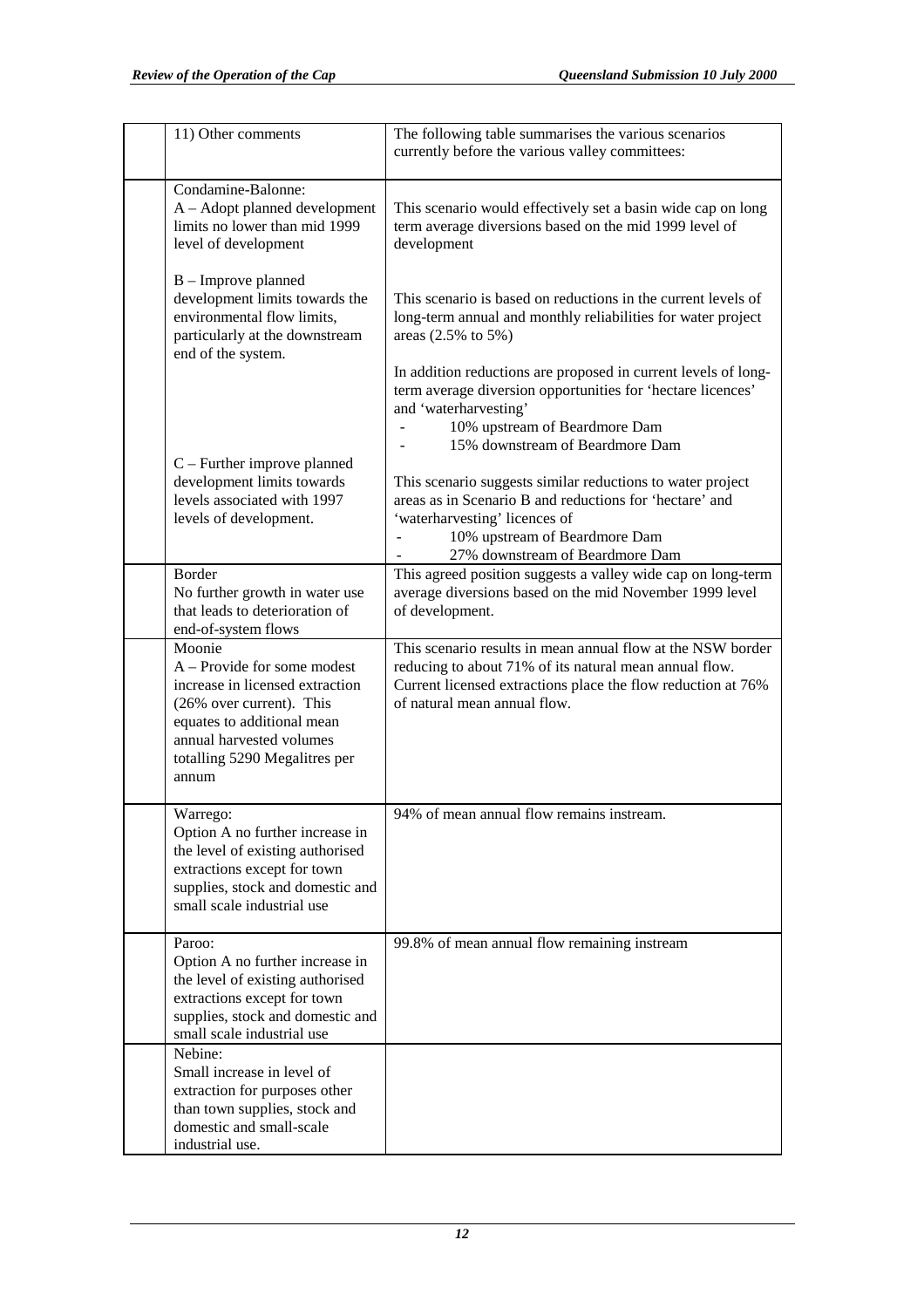| | | |
|---|---|---|
| | 11) Other comments | The following table summarises the various scenarios currently before the various valley committees: |
| | Condamine-Balonne:<br>A – Adopt planned development limits no lower than mid 1999 level of development<br><br>B – Improve planned development limits towards the environmental flow limits, particularly at the downstream end of the system.<br><br>C – Further improve planned development limits towards levels associated with 1997 levels of development. | This scenario would effectively set a basin wide cap on long term average diversions based on the mid 1999 level of development<br><br>This scenario is based on reductions in the current levels of long-term annual and monthly reliabilities for water project areas (2.5% to 5%)<br><br>In addition reductions are proposed in current levels of long-term average diversion opportunities for 'hectare licences' and 'waterharvesting'<br>- 10% upstream of Beardmore Dam<br>- 15% downstream of Beardmore Dam<br><br>This scenario suggests similar reductions to water project areas as in Scenario B and reductions for 'hectare' and 'waterharvesting' licences of<br>- 10% upstream of Beardmore Dam<br>- 27% downstream of Beardmore Dam |
| | Border<br>No further growth in water use that leads to deterioration of end-of-system flows | This agreed position suggests a valley wide cap on long-term average diversions based on the mid November 1999 level of development. |
| | Moonie<br>A – Provide for some modest increase in licensed extraction (26% over current). This equates to additional mean annual harvested volumes totalling 5290 Megalitres per annum | This scenario results in mean annual flow at the NSW border reducing to about 71% of its natural mean annual flow. Current licensed extractions place the flow reduction at 76% of natural mean annual flow. |
| | Warrego:<br>Option A no further increase in the level of existing authorised extractions except for town supplies, stock and domestic and small scale industrial use | 94% of mean annual flow remains instream. |
| | Paroo:<br>Option A no further increase in the level of existing authorised extractions except for town supplies, stock and domestic and small scale industrial use | 99.8% of mean annual flow remaining instream |
| | Nebine:<br>Small increase in level of extraction for purposes other than town supplies, stock and domestic and small-scale industrial use. | |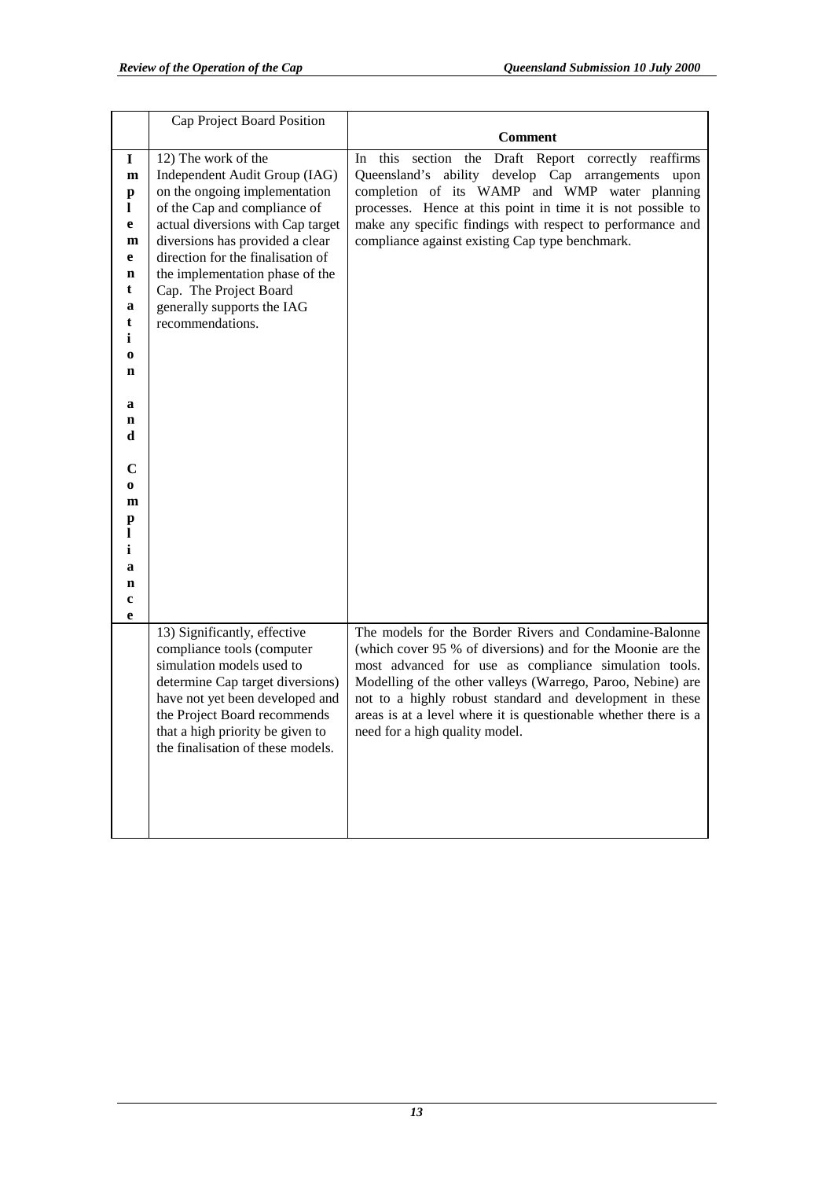|  | Cap Project Board Position | Comment |
|---|---|---|
| **Implementation and Compliance** | 12) The work of the Independent Audit Group (IAG) on the ongoing implementation of the Cap and compliance of actual diversions with Cap target diversions has provided a clear direction for the finalisation of the implementation phase of the Cap. The Project Board generally supports the IAG recommendations. | In this section the Draft Report correctly reaffirms Queensland's ability develop Cap arrangements upon completion of its WAMP and WMP water planning processes. Hence at this point in time it is not possible to make any specific findings with respect to performance and compliance against existing Cap type benchmark. |
|  | 13) Significantly, effective compliance tools (computer simulation models used to determine Cap target diversions) have not yet been developed and the Project Board recommends that a high priority be given to the finalisation of these models. | The models for the Border Rivers and Condamine-Balonne (which cover 95 % of diversions) and for the Moonie are the most advanced for use as compliance simulation tools. Modelling of the other valleys (Warrego, Paroo, Nebine) are not to a highly robust standard and development in these areas is at a level where it is questionable whether there is a need for a high quality model. |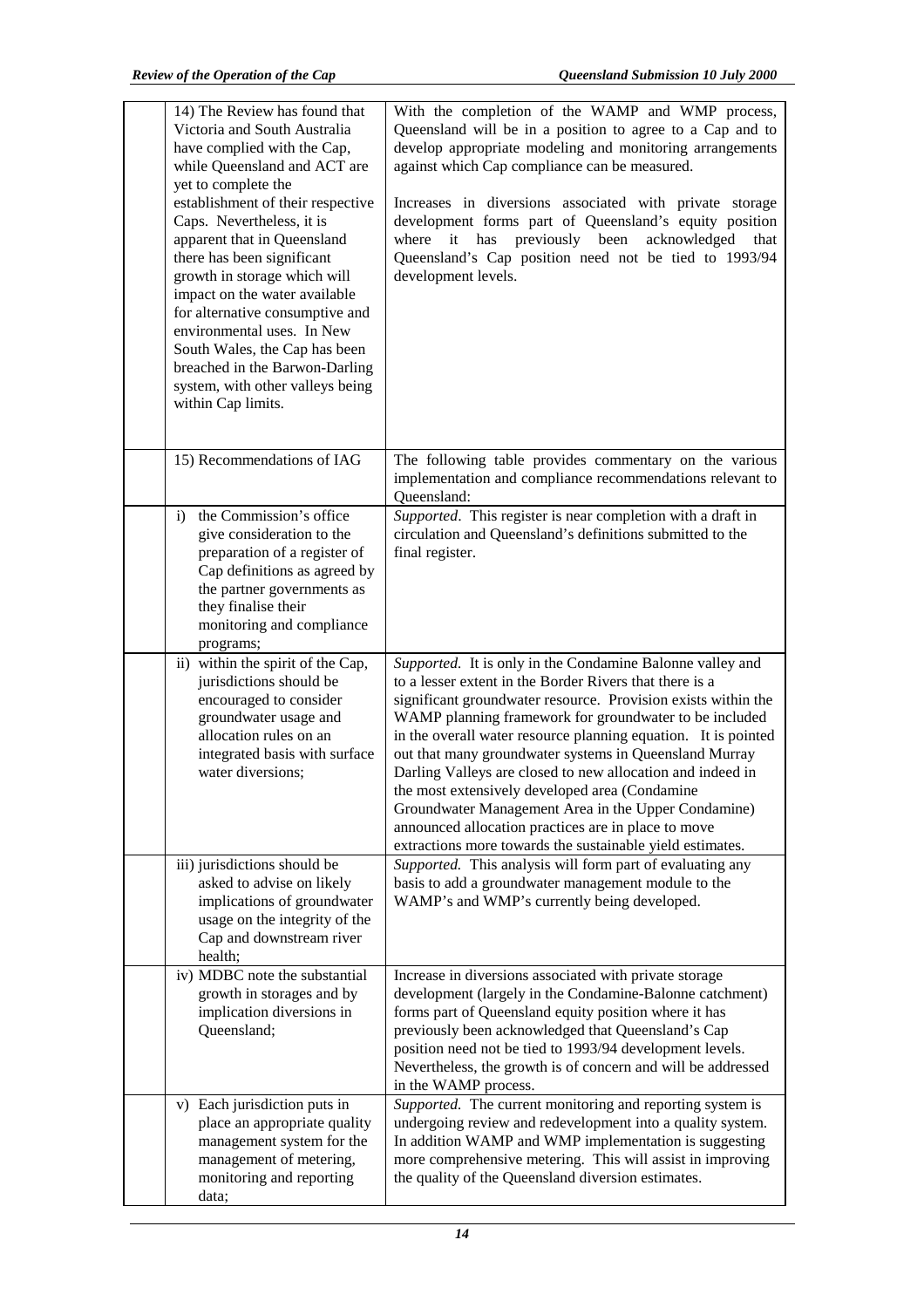| | | |
|---|---|---|
| | 14) The Review has found that Victoria and South Australia have complied with the Cap, while Queensland and ACT are yet to complete the establishment of their respective Caps. Nevertheless, it is apparent that in Queensland there has been significant growth in storage which will impact on the water available for alternative consumptive and environmental uses. In New South Wales, the Cap has been breached in the Barwon-Darling system, with other valleys being within Cap limits. | With the completion of the WAMP and WMP process, Queensland will be in a position to agree to a Cap and to develop appropriate modeling and monitoring arrangements against which Cap compliance can be measured.<br><br>Increases in diversions associated with private storage development forms part of Queensland's equity position where it has previously been acknowledged that Queensland's Cap position need not be tied to 1993/94 development levels. |
| | 15) Recommendations of IAG | The following table provides commentary on the various implementation and compliance recommendations relevant to Queensland: |
| | i) the Commission's office give consideration to the preparation of a register of Cap definitions as agreed by the partner governments as they finalise their monitoring and compliance programs; | *Supported*. This register is near completion with a draft in circulation and Queensland's definitions submitted to the final register. |
| | ii) within the spirit of the Cap, jurisdictions should be encouraged to consider groundwater usage and allocation rules on an integrated basis with surface water diversions; | *Supported*. It is only in the Condamine Balonne valley and to a lesser extent in the Border Rivers that there is a significant groundwater resource. Provision exists within the WAMP planning framework for groundwater to be included in the overall water resource planning equation. It is pointed out that many groundwater systems in Queensland Murray Darling Valleys are closed to new allocation and indeed in the most extensively developed area (Condamine Groundwater Management Area in the Upper Condamine) announced allocation practices are in place to move extractions more towards the sustainable yield estimates. |
| | iii) jurisdictions should be asked to advise on likely implications of groundwater usage on the integrity of the Cap and downstream river health; | *Supported.* This analysis will form part of evaluating any basis to add a groundwater management module to the WAMP's and WMP's currently being developed. |
| | iv) MDBC note the substantial growth in storages and by implication diversions in Queensland; | Increase in diversions associated with private storage development (largely in the Condamine-Balonne catchment) forms part of Queensland equity position where it has previously been acknowledged that Queensland's Cap position need not be tied to 1993/94 development levels. Nevertheless, the growth is of concern and will be addressed in the WAMP process. |
| | v) Each jurisdiction puts in place an appropriate quality management system for the management of metering, monitoring and reporting data; | *Supported.* The current monitoring and reporting system is undergoing review and redevelopment into a quality system. In addition WAMP and WMP implementation is suggesting more comprehensive metering. This will assist in improving the quality of the Queensland diversion estimates. |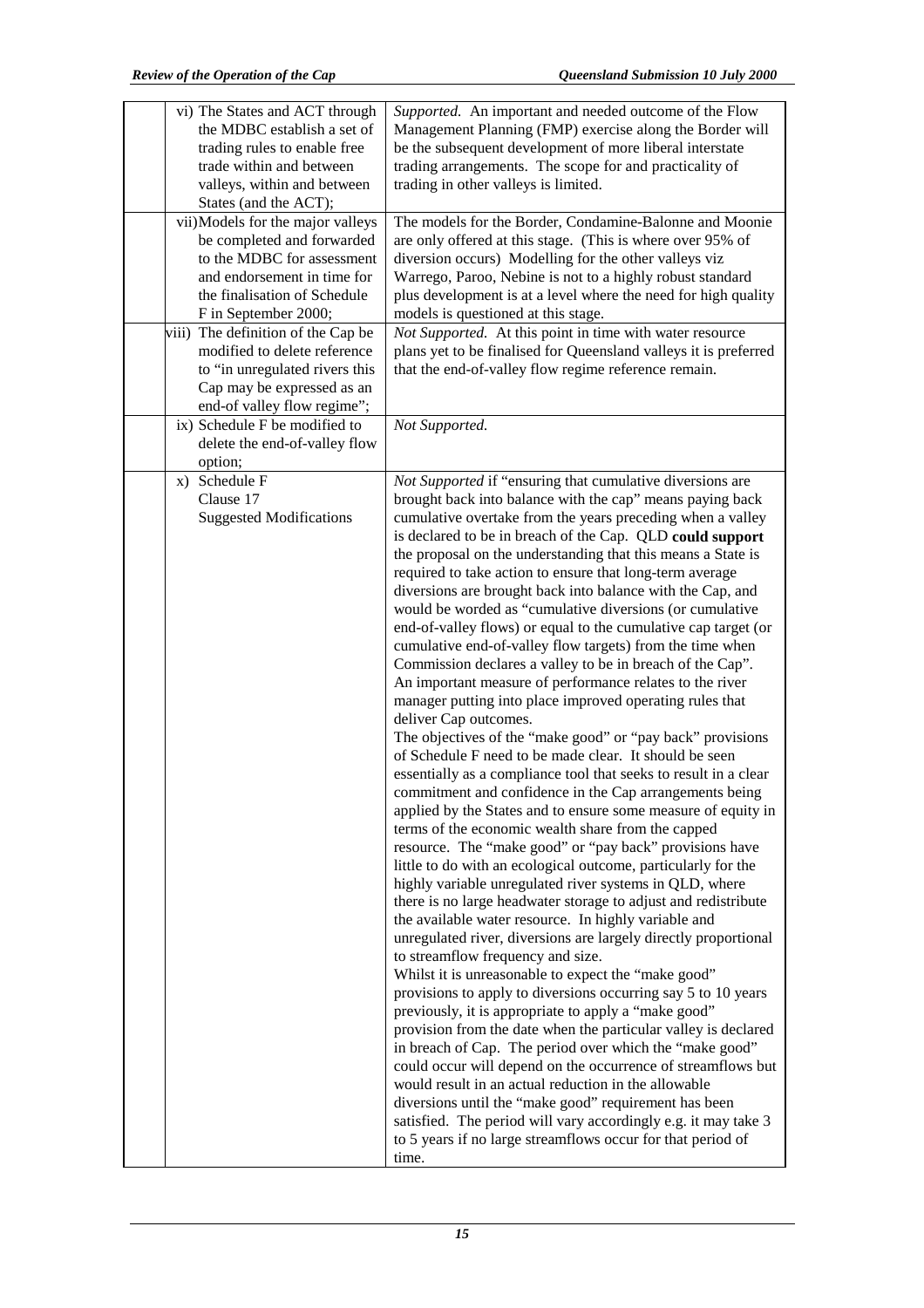| | | |
|---|---|---|
| | vi) The States and ACT through the MDBC establish a set of trading rules to enable free trade within and between valleys, within and between States (and the ACT); | *Supported.* An important and needed outcome of the Flow Management Planning (FMP) exercise along the Border will be the subsequent development of more liberal interstate trading arrangements. The scope for and practicality of trading in other valleys is limited. |
| | vii) Models for the major valleys be completed and forwarded to the MDBC for assessment and endorsement in time for the finalisation of Schedule F in September 2000; | The models for the Border, Condamine-Balonne and Moonie are only offered at this stage. (This is where over 95% of diversion occurs) Modelling for the other valleys viz Warrego, Paroo, Nebine is not to a highly robust standard plus development is at a level where the need for high quality models is questioned at this stage. |
| | viii) The definition of the Cap be modified to delete reference to "in unregulated rivers this Cap may be expressed as an end-of valley flow regime"; | *Not Supported.* At this point in time with water resource plans yet to be finalised for Queensland valleys it is preferred that the end-of-valley flow regime reference remain. |
| | ix) Schedule F be modified to delete the end-of-valley flow option; | *Not Supported.* |
| | x) Schedule F<br>Clause 17<br>Suggested Modifications | *Not Supported* if "ensuring that cumulative diversions are brought back into balance with the cap" means paying back cumulative overtake from the years preceding when a valley is declared to be in breach of the Cap. QLD **could support** the proposal on the understanding that this means a State is required to take action to ensure that long-term average diversions are brought back into balance with the Cap, and would be worded as "cumulative diversions (or cumulative end-of-valley flows) or equal to the cumulative cap target (or cumulative end-of-valley flow targets) from the time when Commission declares a valley to be in breach of the Cap". An important measure of performance relates to the river manager putting into place improved operating rules that deliver Cap outcomes.<br>The objectives of the "make good" or "pay back" provisions of Schedule F need to be made clear. It should be seen essentially as a compliance tool that seeks to result in a clear commitment and confidence in the Cap arrangements being applied by the States and to ensure some measure of equity in terms of the economic wealth share from the capped resource. The "make good" or "pay back" provisions have little to do with an ecological outcome, particularly for the highly variable unregulated river systems in QLD, where there is no large headwater storage to adjust and redistribute the available water resource. In highly variable and unregulated river, diversions are largely directly proportional to streamflow frequency and size.<br>Whilst it is unreasonable to expect the "make good" provisions to apply to diversions occurring say 5 to 10 years previously, it is appropriate to apply a "make good" provision from the date when the particular valley is declared in breach of Cap. The period over which the "make good" could occur will depend on the occurrence of streamflows but would result in an actual reduction in the allowable diversions until the "make good" requirement has been satisfied. The period will vary accordingly e.g. it may take 3 to 5 years if no large streamflows occur for that period of time. |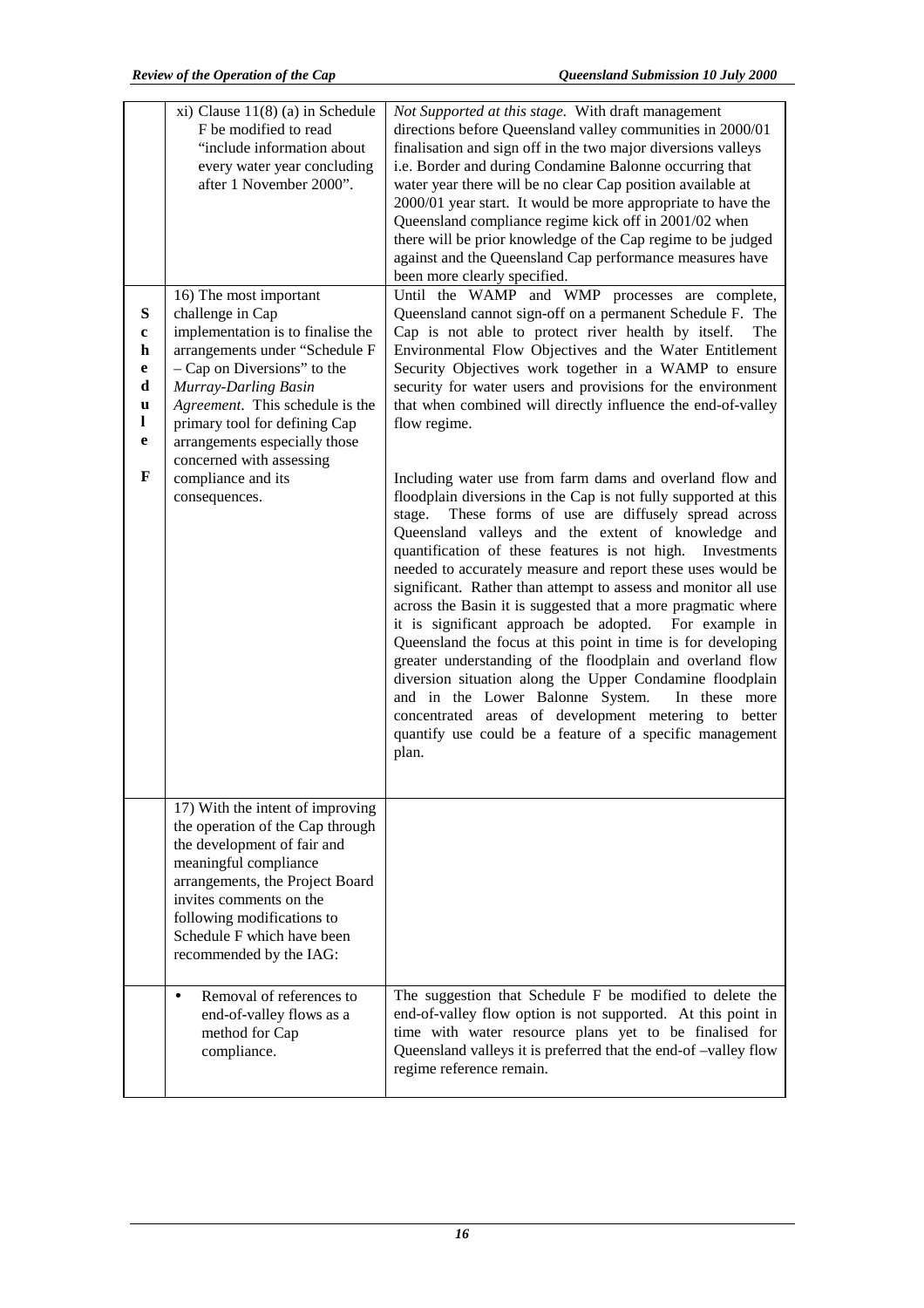| | | |
|---|---|---|
| | xi) Clause 11(8) (a) in Schedule F be modified to read "include information about every water year concluding after 1 November 2000". | *Not Supported at this stage.* With draft management directions before Queensland valley communities in 2000/01 finalisation and sign off in the two major diversions valleys i.e. Border and during Condamine Balonne occurring that water year there will be no clear Cap position available at 2000/01 year start. It would be more appropriate to have the Queensland compliance regime kick off in 2001/02 when there will be prior knowledge of the Cap regime to be judged against and the Queensland Cap performance measures have been more clearly specified. |
| **Schedule F** | 16) The most important challenge in Cap implementation is to finalise the arrangements under "Schedule F – Cap on Diversions" to the *Murray-Darling Basin Agreement*. This schedule is the primary tool for defining Cap arrangements especially those concerned with assessing compliance and its consequences. | Until the WAMP and WMP processes are complete, Queensland cannot sign-off on a permanent Schedule F. The Cap is not able to protect river health by itself. The Environmental Flow Objectives and the Water Entitlement Security Objectives work together in a WAMP to ensure security for water users and provisions for the environment that when combined will directly influence the end-of-valley flow regime.<br><br>Including water use from farm dams and overland flow and floodplain diversions in the Cap is not fully supported at this stage. These forms of use are diffusely spread across Queensland valleys and the extent of knowledge and quantification of these features is not high. Investments needed to accurately measure and report these uses would be significant. Rather than attempt to assess and monitor all use across the Basin it is suggested that a more pragmatic where it is significant approach be adopted. For example in Queensland the focus at this point in time is for developing greater understanding of the floodplain and overland flow diversion situation along the Upper Condamine floodplain and in the Lower Balonne System. In these more concentrated areas of development metering to better quantify use could be a feature of a specific management plan. |
| | 17) With the intent of improving the operation of the Cap through the development of fair and meaningful compliance arrangements, the Project Board invites comments on the following modifications to Schedule F which have been recommended by the IAG: | |
| | • Removal of references to end-of-valley flows as a method for Cap compliance. | The suggestion that Schedule F be modified to delete the end-of-valley flow option is not supported. At this point in time with water resource plans yet to be finalised for Queensland valleys it is preferred that the end-of –valley flow regime reference remain. |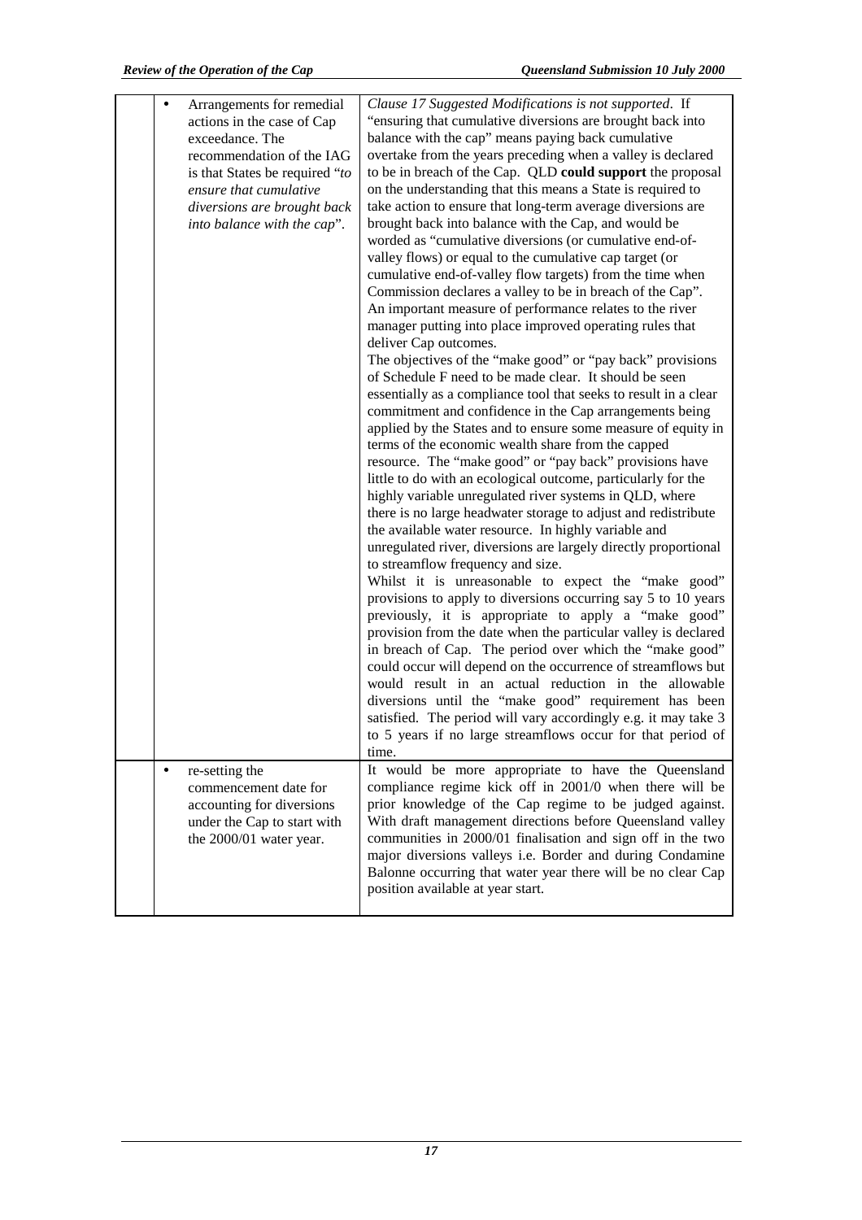| | | |
|---|---|---|
| | • Arrangements for remedial actions in the case of Cap exceedance. The recommendation of the IAG is that States be required "*to ensure that cumulative diversions are brought back into balance with the cap*". | *Clause 17 Suggested Modifications is not supported*. If "ensuring that cumulative diversions are brought back into balance with the cap" means paying back cumulative overtake from the years preceding when a valley is declared to be in breach of the Cap. QLD **could support** the proposal on the understanding that this means a State is required to take action to ensure that long-term average diversions are brought back into balance with the Cap, and would be worded as "cumulative diversions (or cumulative end-of-valley flows) or equal to the cumulative cap target (or cumulative end-of-valley flow targets) from the time when Commission declares a valley to be in breach of the Cap". An important measure of performance relates to the river manager putting into place improved operating rules that deliver Cap outcomes.<br>The objectives of the "make good" or "pay back" provisions of Schedule F need to be made clear. It should be seen essentially as a compliance tool that seeks to result in a clear commitment and confidence in the Cap arrangements being applied by the States and to ensure some measure of equity in terms of the economic wealth share from the capped resource. The "make good" or "pay back" provisions have little to do with an ecological outcome, particularly for the highly variable unregulated river systems in QLD, where there is no large headwater storage to adjust and redistribute the available water resource. In highly variable and unregulated river, diversions are largely directly proportional to streamflow frequency and size.<br>Whilst it is unreasonable to expect the "make good" provisions to apply to diversions occurring say 5 to 10 years previously, it is appropriate to apply a "make good" provision from the date when the particular valley is declared in breach of Cap. The period over which the "make good" could occur will depend on the occurrence of streamflows but would result in an actual reduction in the allowable diversions until the "make good" requirement has been satisfied. The period will vary accordingly e.g. it may take 3 to 5 years if no large streamflows occur for that period of time. |
| | • re-setting the commencement date for accounting for diversions under the Cap to start with the 2000/01 water year. | It would be more appropriate to have the Queensland compliance regime kick off in 2001/0 when there will be prior knowledge of the Cap regime to be judged against. With draft management directions before Queensland valley communities in 2000/01 finalisation and sign off in the two major diversions valleys i.e. Border and during Condamine Balonne occurring that water year there will be no clear Cap position available at year start. |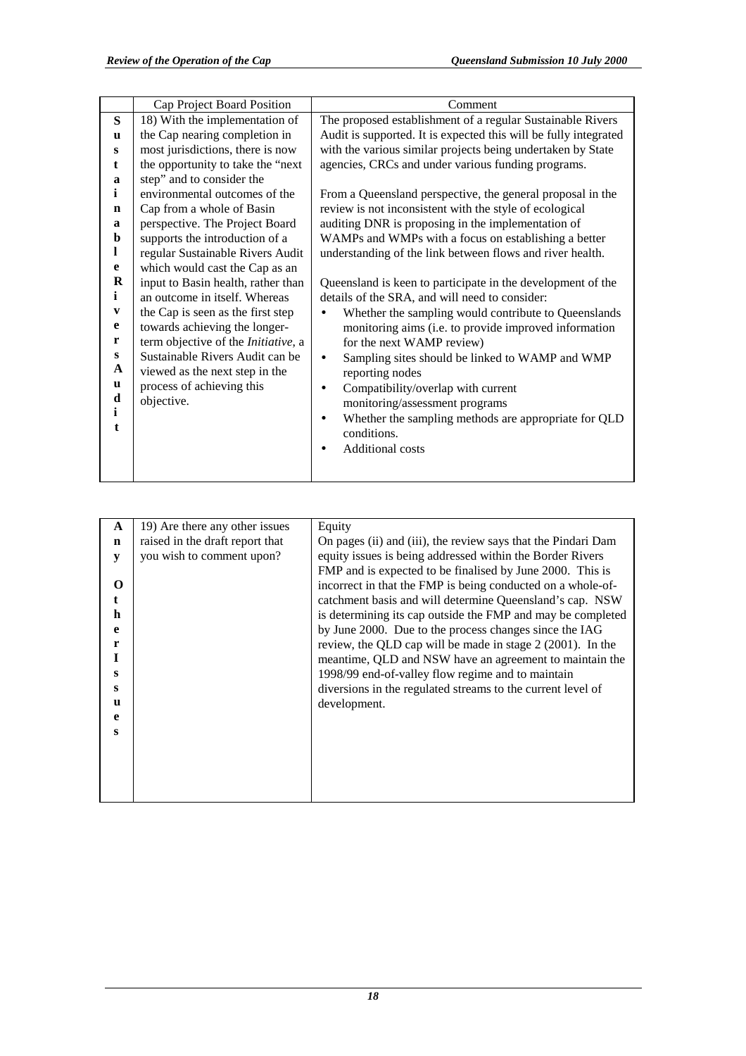| | Cap Project Board Position | Comment |
|---|---|---|
| **Sustainable Rivers Audit** | 18) With the implementation of the Cap nearing completion in most jurisdictions, there is now the opportunity to take the "next step" and to consider the environmental outcomes of the Cap from a whole of Basin perspective. The Project Board supports the introduction of a regular Sustainable Rivers Audit which would cast the Cap as an input to Basin health, rather than an outcome in itself. Whereas the Cap is seen as the first step towards achieving the longer-term objective of the *Initiative*, a Sustainable Rivers Audit can be viewed as the next step in the process of achieving this objective. | The proposed establishment of a regular Sustainable Rivers Audit is supported. It is expected this will be fully integrated with the various similar projects being undertaken by State agencies, CRCs and under various funding programs.<br><br>From a Queensland perspective, the general proposal in the review is not inconsistent with the style of ecological auditing DNR is proposing in the implementation of WAMPs and WMPs with a focus on establishing a better understanding of the link between flows and river health.<br><br>Queensland is keen to participate in the development of the details of the SRA, and will need to consider:<br>• Whether the sampling would contribute to Queenslands monitoring aims (i.e. to provide improved information for the next WAMP review)<br>• Sampling sites should be linked to WAMP and WMP reporting nodes<br>• Compatibility/overlap with current monitoring/assessment programs<br>• Whether the sampling methods are appropriate for QLD conditions.<br>• Additional costs |

| | | |
|---|---|---|
| **Any Other Issues** | 19) Are there any other issues raised in the draft report that you wish to comment upon? | Equity<br>On pages (ii) and (iii), the review says that the Pindari Dam equity issues is being addressed within the Border Rivers FMP and is expected to be finalised by June 2000. This is incorrect in that the FMP is being conducted on a whole-of-catchment basis and will determine Queensland's cap. NSW is determining its cap outside the FMP and may be completed by June 2000. Due to the process changes since the IAG review, the QLD cap will be made in stage 2 (2001). In the meantime, QLD and NSW have an agreement to maintain the 1998/99 end-of-valley flow regime and to maintain diversions in the regulated streams to the current level of development. |